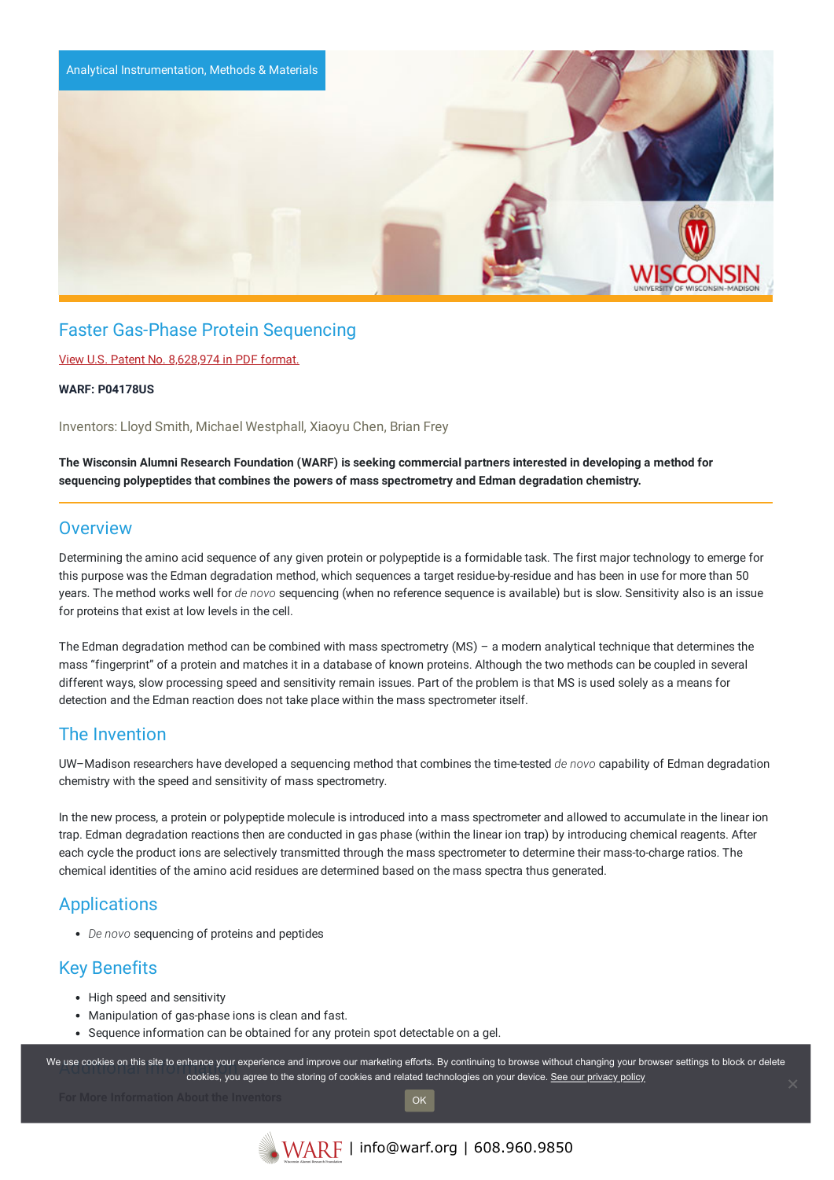Analytical Instrumentation, Methods & Materials

# Faster Gas-Phase Protein Sequencing

View U.S. Patent No. 8,628,974 in PDF format.

**WARF: P04178US**

Inventors: Lloyd Smith, Michael Westphall, Xiaoyu Chen, Brian Frey

**The Wisconsin Alumni Research Foundation (WARF) is seeking commercial partners interested in developing a method for sequencing polypeptides that combines the powers of mass spectrometry and Edman degradation chemistry.**

## Overview

Determining the amino acid sequence of any given protein or polypeptide is a formidable task. The first major technology to emerge for this purpose was the Edman degradation method, which sequences a target residue-by-residue and has been in use for more than 50 years. The method works well for *de novo* sequencing (when no reference sequence is available) but is slow. Sensitivity also is an issue for proteins that exist at low levels in the cell.

The Edman degradation method can be combined with mass spectrometry (MS) – a modern analytical technique that determines the mass "fingerprint" of a protein and matches it in a database of known proteins. Although the two methods can be coupled in several different ways, slow processing speed and sensitivity remain issues. Part of the problem is that MS is used solely as a means for detection and the Edman reaction does not take place within the mass spectrometer itself.

## The Invention

UW–Madison researchers have developed a sequencing method that combines the time-tested *de novo* capability of Edman degradation chemistry with the speed and sensitivity of mass spectrometry.

In the new process, a protein or polypeptide molecule is introduced into a mass spectrometer and allowed to accumulate in the linear ion trap. Edman degradation reactions then are conducted in gas phase (within the linear ion trap) by introducing chemical reagents. After each cycle the product ions are selectively transmitted through the mass spectrometer to determine their mass-to-charge ratios. The chemical identities of the amino acid residues are determined based on the mass spectra thus generated.

## Applications

- *De novo* sequencing of proteins and peptides

## Key Benefits

- High speed and sensitivity
- Manipulation of gas-phase ions is clean and fast.
- Sequence information can be obtained for any protein spot detectable on a gel.

## Additional Information

**For More Information About the Inventors**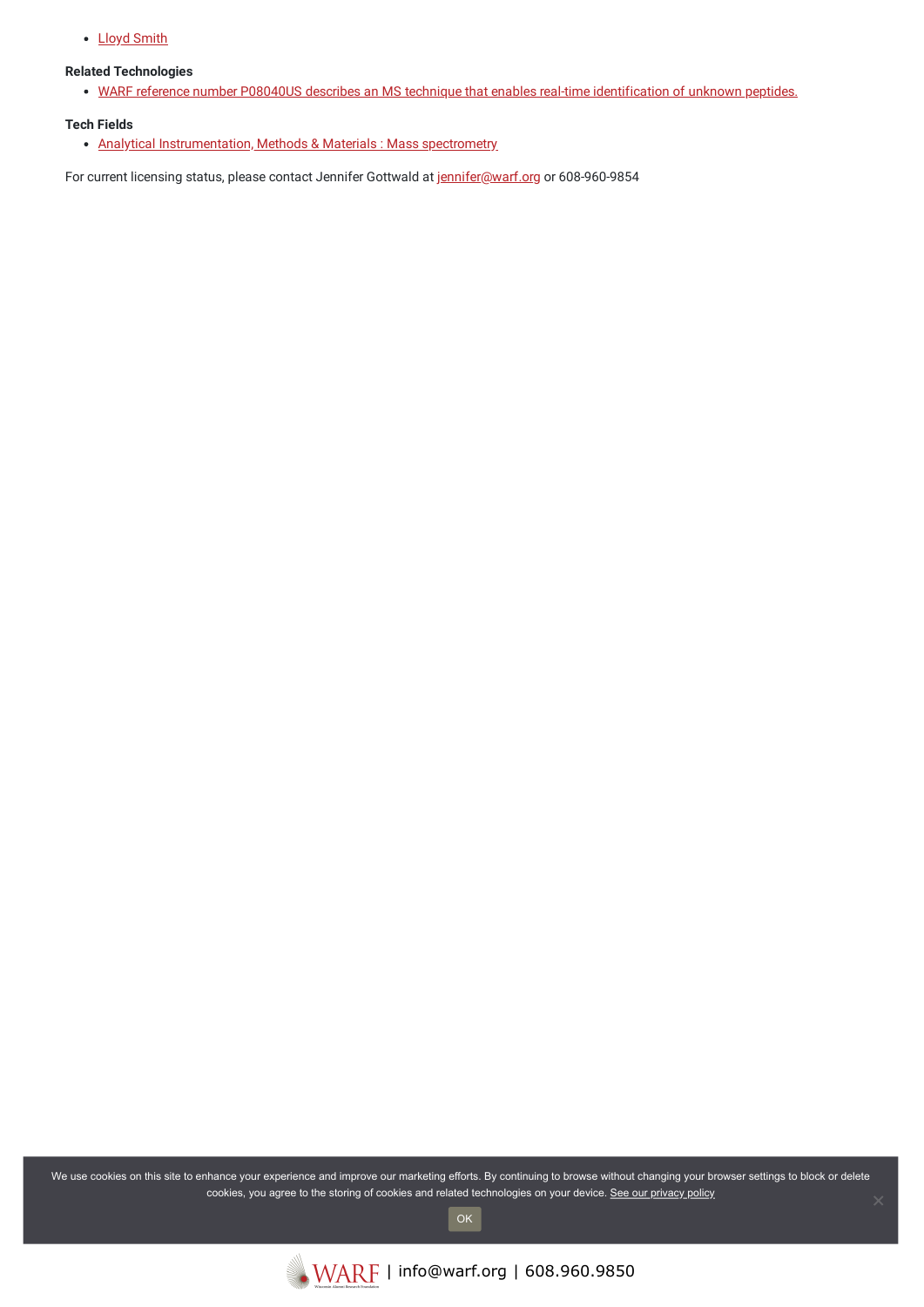- Lloyd Smith

**Related Technologies**

- WARF reference number P08040US describes an MS technique that enables real-time identification of unknown peptides.

**Tech Fields**

- Analytical Instrumentation, Methods & Materials : Mass spectrometry

For current licensing status, please contact Jennifer Gottwald at jennifer@warf.org or 608-960-9854